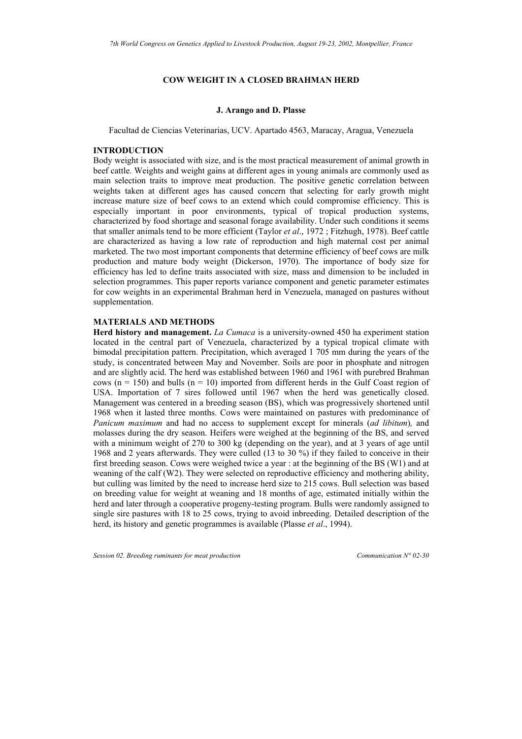# COW WEIGHT IN A CLOSED BRAHMAN HERD

**J. Arango and D. Plasse**

Facultad de Ciencias Veterinarias, UCV. Apartado 4563, Maracay, Aragua, Venezuela

## INTRODUCTION

Body weight is associated with size, and is the most practical measurement of animal growth in beef cattle. Weights and weight gains at different ages in young animals are commonly used as main selection traits to improve meat production. The positive genetic correlation between weights taken at different ages has caused concern that selecting for early growth might increase mature size of beef cows to an extend which could compromise efficiency. This is especially important in poor environments, typical of tropical production systems, characterized by food shortage and seasonal forage availability. Under such conditions it seems that smaller animals tend to be more efficient (Taylor *et al*., 1972 ; Fitzhugh, 1978). Beef cattle are characterized as having a low rate of reproduction and high maternal cost per animal marketed. The two most important components that determine efficiency of beef cows are milk production and mature body weight (Dickerson, 1970). The importance of body size for efficiency has led to define traits associated with size, mass and dimension to be included in selection programmes. This paper reports variance component and genetic parameter estimates for cow weights in an experimental Brahman herd in Venezuela, managed on pastures without supplementation.

## MATERIALS AND METHODS

**Herd history and management.** *La Cumaca* is a university-owned 450 ha experiment station located in the central part of Venezuela, characterized by a typical tropical climate with bimodal precipitation pattern. Precipitation, which averaged 1 705 mm during the years of the study, is concentrated between May and November. Soils are poor in phosphate and nitrogen and are slightly acid. The herd was established between 1960 and 1961 with purebred Brahman cows (n = 150) and bulls (n = 10) imported from different herds in the Gulf Coast region of USA. Importation of 7 sires followed until 1967 when the herd was genetically closed. Management was centered in a breeding season (BS), which was progressively shortened until 1968 when it lasted three months. Cows were maintained on pastures with predominance of *Panicum maximum* and had no access to supplement except for minerals (*ad libitum*), and molasses during the dry season. Heifers were weighed at the beginning of the BS, and served with a minimum weight of 270 to 300 kg (depending on the year), and at 3 years of age until 1968 and 2 years afterwards. They were culled (13 to 30 %) if they failed to conceive in their first breeding season. Cows were weighed twice a year : at the beginning of the BS (W1) and at weaning of the calf (W2). They were selected on reproductive efficiency and mothering ability, but culling was limited by the need to increase herd size to 215 cows. Bull selection was based on breeding value for weight at weaning and 18 months of age, estimated initially within the herd and later through a cooperative progeny-testing program. Bulls were randomly assigned to single sire pastures with 18 to 25 cows, trying to avoid inbreeding. Detailed description of the herd, its history and genetic programmes is available (Plasse *et al*., 1994).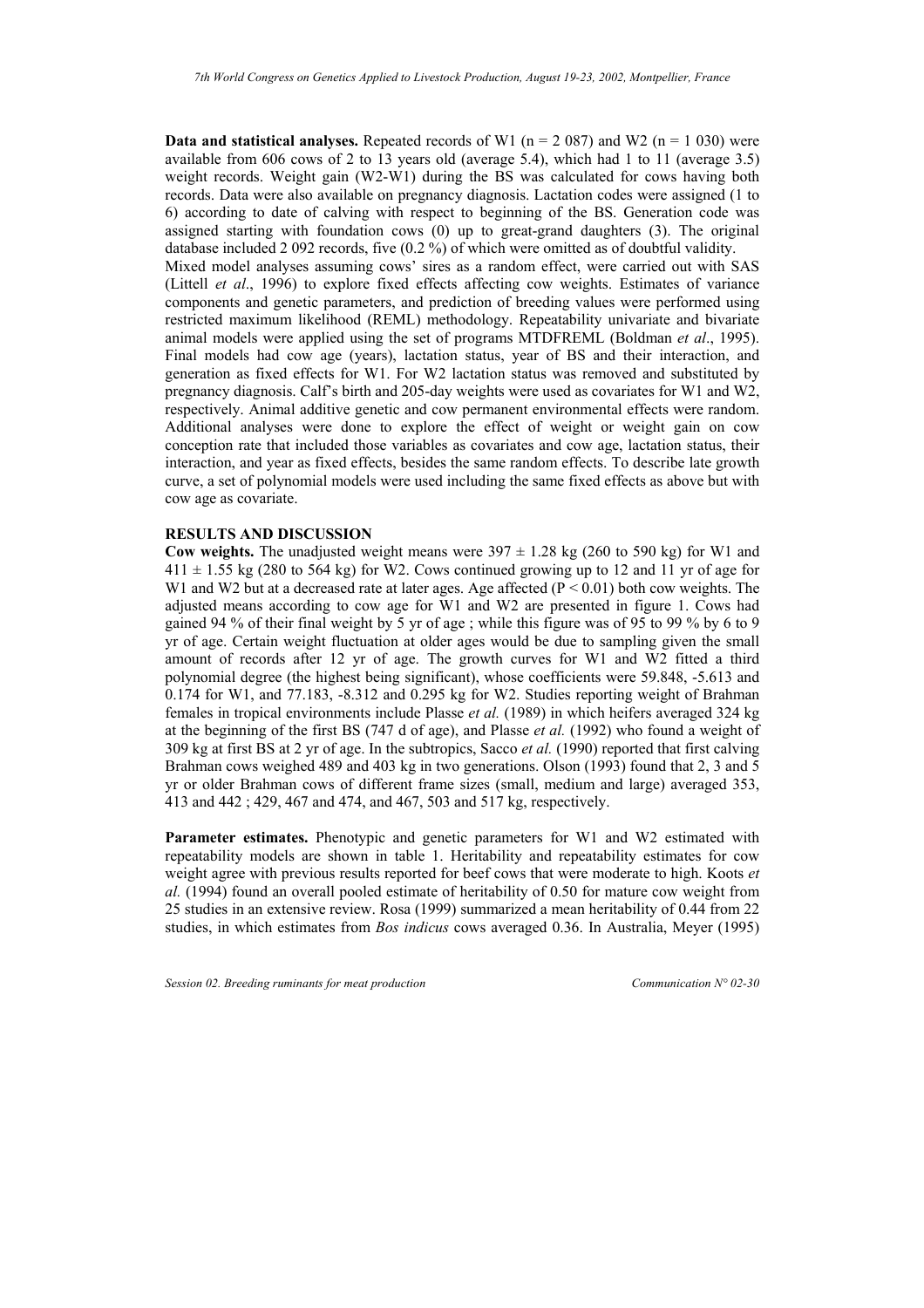**Data and statistical analyses.** Repeated records of W1 (n = 2 087) and W2 (n = 1 030) were available from 606 cows of 2 to 13 years old (average 5.4), which had 1 to 11 (average 3.5) weight records. Weight gain (W2-W1) during the BS was calculated for cows having both records. Data were also available on pregnancy diagnosis. Lactation codes were assigned (1 to 6) according to date of calving with respect to beginning of the BS. Generation code was assigned starting with foundation cows (0) up to great-grand daughters (3). The original database included 2 092 records, five (0.2 %) of which were omitted as of doubtful validity.

Mixed model analyses assuming cows' sires as a random effect, were carried out with SAS (Littell *et al*., 1996) to explore fixed effects affecting cow weights. Estimates of variance components and genetic parameters, and prediction of breeding values were performed using restricted maximum likelihood (REML) methodology. Repeatability univariate and bivariate animal models were applied using the set of programs MTDFREML (Boldman *et al*., 1995). Final models had cow age (years), lactation status, year of BS and their interaction, and generation as fixed effects for W1. For W2 lactation status was removed and substituted by pregnancy diagnosis. Calf's birth and 205-day weights were used as covariates for W1 and W2, respectively. Animal additive genetic and cow permanent environmental effects were random. Additional analyses were done to explore the effect of weight or weight gain on cow conception rate that included those variables as covariates and cow age, lactation status, their interaction, and year as fixed effects, besides the same random effects. To describe late growth curve, a set of polynomial models were used including the same fixed effects as above but with cow age as covariate.

## RESULTS AND DISCUSSION

**Cow weights.** The unadjusted weight means were $397 \pm 1.28$ kg (260 to 590 kg) for W1 and $411 \pm 1.55$ kg (280 to 564 kg) for W2. Cows continued growing up to 12 and 11 yr of age for W1 and W2 but at a decreased rate at later ages. Age affected ($P < 0.01$) both cow weights. The adjusted means according to cow age for W1 and W2 are presented in figure 1. Cows had gained 94 % of their final weight by 5 yr of age ; while this figure was of 95 to 99 % by 6 to 9 yr of age. Certain weight fluctuation at older ages would be due to sampling given the small amount of records after 12 yr of age. The growth curves for W1 and W2 fitted a third polynomial degree (the highest being significant), whose coefficients were 59.848, -5.613 and 0.174 for W1, and 77.183, -8.312 and 0.295 kg for W2. Studies reporting weight of Brahman females in tropical environments include Plasse *et al.* (1989) in which heifers averaged 324 kg at the beginning of the first BS (747 d of age), and Plasse *et al.* (1992) who found a weight of 309 kg at first BS at 2 yr of age. In the subtropics, Sacco *et al.* (1990) reported that first calving Brahman cows weighed 489 and 403 kg in two generations. Olson (1993) found that 2, 3 and 5 yr or older Brahman cows of different frame sizes (small, medium and large) averaged 353, 413 and 442 ; 429, 467 and 474, and 467, 503 and 517 kg, respectively.

**Parameter estimates.** Phenotypic and genetic parameters for W1 and W2 estimated with repeatability models are shown in table 1. Heritability and repeatability estimates for cow weight agree with previous results reported for beef cows that were moderate to high. Koots *et al.* (1994) found an overall pooled estimate of heritability of 0.50 for mature cow weight from 25 studies in an extensive review. Rosa (1999) summarized a mean heritability of 0.44 from 22 studies, in which estimates from *Bos indicus* cows averaged 0.36. In Australia, Meyer (1995)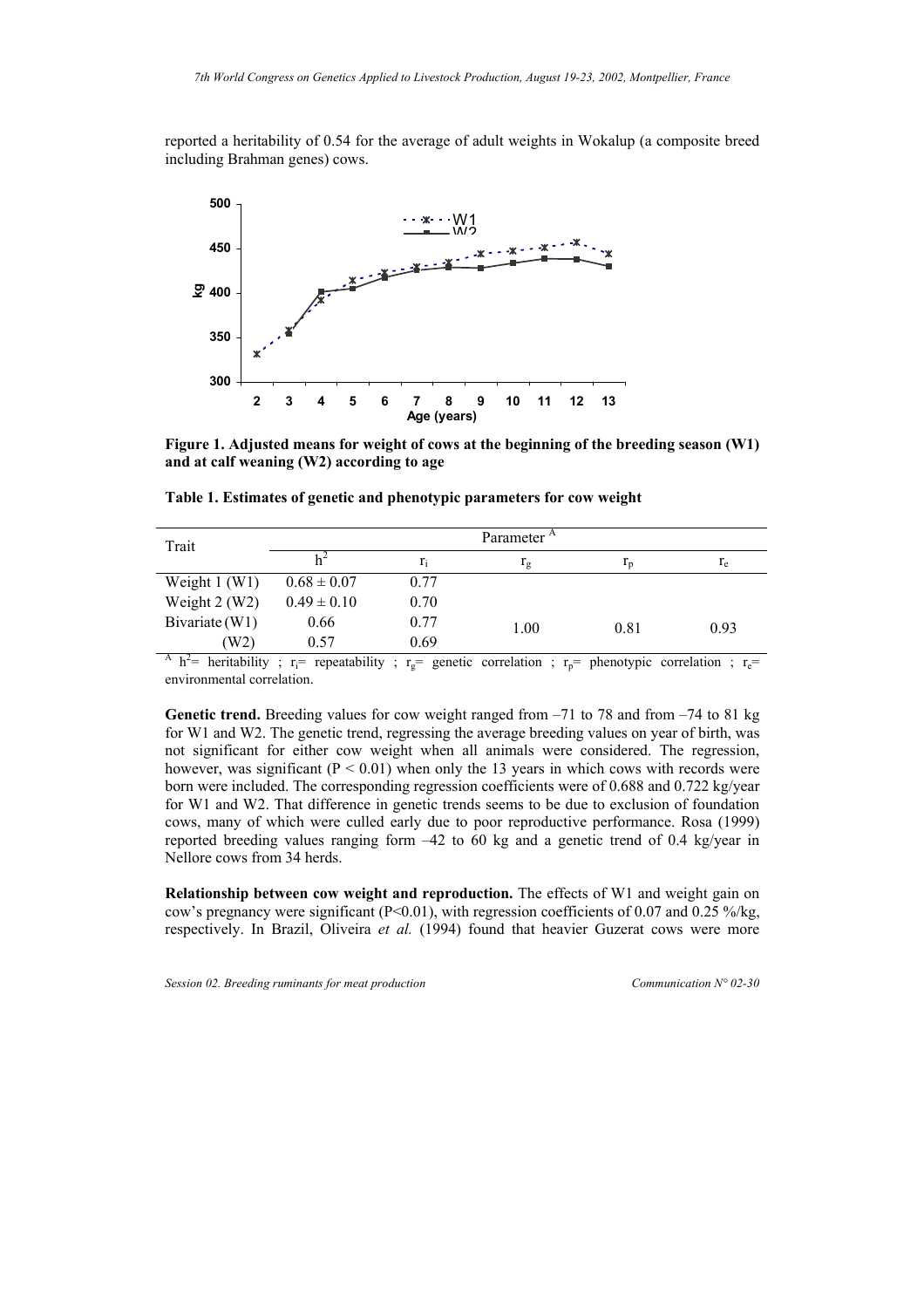reported a heritability of 0.54 for the average of adult weights in Wokalup (a composite breed including Brahman genes) cows.

**Figure 1. Adjusted means for weight of cows at the beginning of the breeding season (W1) and at calf weaning (W2) according to age**

**Table 1. Estimates of genetic and phenotypic parameters for cow weight**

| Trait | Parameter [A] | | | | |
|---|---|---|---|---|---|
| | $h^2$ | $r_i$ | $r_g$ | $r_p$ | $r_e$ |
| Weight 1 (W1) | 0.68 ± 0.07 | 0.77 | | | |
| Weight 2 (W2) | 0.49 ± 0.10 | 0.70 | | | |
| Bivariate (W1) | 0.66 | 0.77 | 1.00 | 0.81 | 0.93 |
| (W2) | 0.57 | 0.69 | | | |

[A] $h^2$= heritability ; $r_i$= repeatability ; $r_g$= genetic correlation ; $r_p$= phenotypic correlation ; $r_e$= environmental correlation.

**Genetic trend.** Breeding values for cow weight ranged from –71 to 78 and from –74 to 81 kg for W1 and W2. The genetic trend, regressing the average breeding values on year of birth, was not significant for either cow weight when all animals were considered. The regression, however, was significant ($P < 0.01$) when only the 13 years in which cows with records were born were included. The corresponding regression coefficients were of 0.688 and 0.722 kg/year for W1 and W2. That difference in genetic trends seems to be due to exclusion of foundation cows, many of which were culled early due to poor reproductive performance. Rosa (1999) reported breeding values ranging form –42 to 60 kg and a genetic trend of 0.4 kg/year in Nellore cows from 34 herds.

**Relationship between cow weight and reproduction.** The effects of W1 and weight gain on cow's pregnancy were significant ($P<0.01$), with regression coefficients of 0.07 and 0.25 %/kg, respectively. In Brazil, Oliveira *et al.* (1994) found that heavier Guzerat cows were more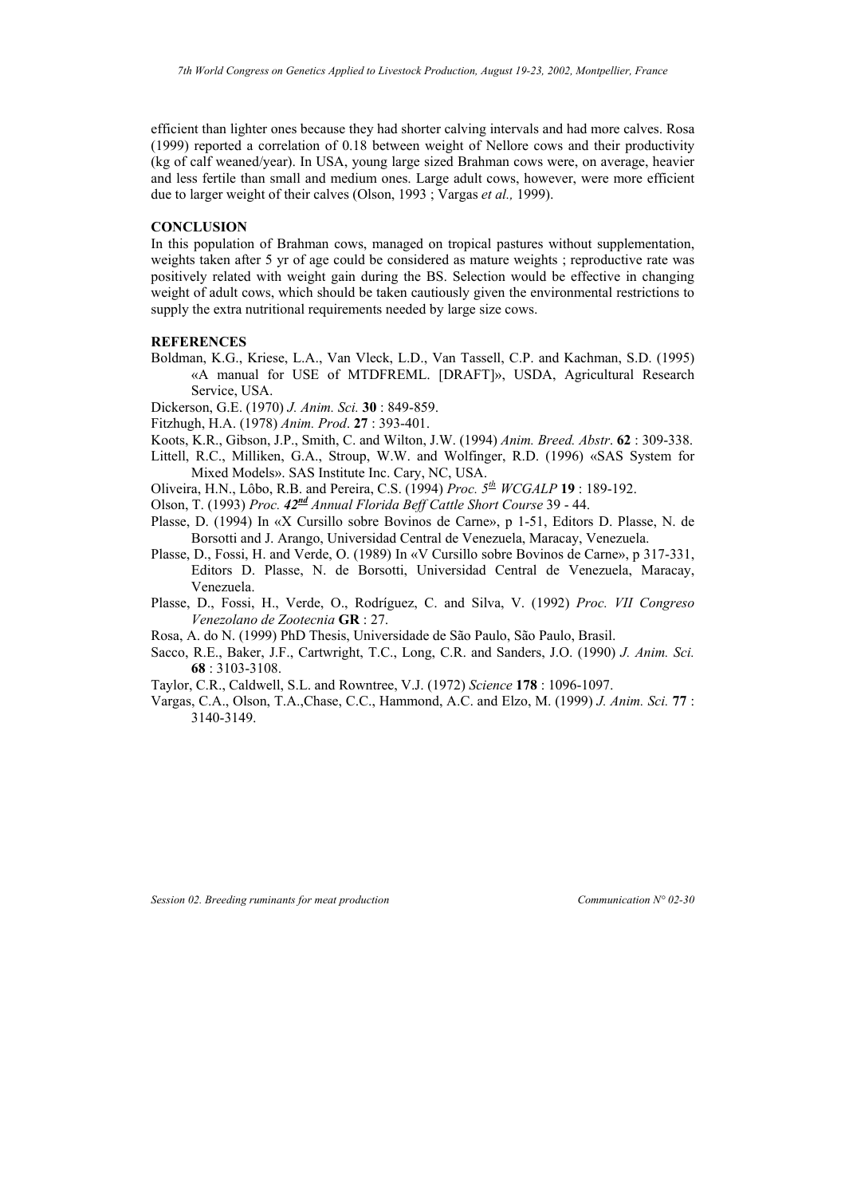efficient than lighter ones because they had shorter calving intervals and had more calves. Rosa (1999) reported a correlation of 0.18 between weight of Nellore cows and their productivity (kg of calf weaned/year). In USA, young large sized Brahman cows were, on average, heavier and less fertile than small and medium ones. Large adult cows, however, were more efficient due to larger weight of their calves (Olson, 1993 ; Vargas *et al.,* 1999).

## CONCLUSION

In this population of Brahman cows, managed on tropical pastures without supplementation, weights taken after 5 yr of age could be considered as mature weights ; reproductive rate was positively related with weight gain during the BS. Selection would be effective in changing weight of adult cows, which should be taken cautiously given the environmental restrictions to supply the extra nutritional requirements needed by large size cows.

## REFERENCES

Boldman, K.G., Kriese, L.A., Van Vleck, L.D., Van Tassell, C.P. and Kachman, S.D. (1995) «A manual for USE of MTDFREML. [DRAFT]», USDA, Agricultural Research Service, USA.

Dickerson, G.E. (1970) *J. Anim. Sci.* **30** : 849-859.

Fitzhugh, H.A. (1978) *Anim. Prod*. **27** : 393-401.

Koots, K.R., Gibson, J.P., Smith, C. and Wilton, J.W. (1994) *Anim. Breed. Abstr*. **62** : 309-338.

Littell, R.C., Milliken, G.A., Stroup, W.W. and Wolfinger, R.D. (1996) «SAS System for Mixed Models». SAS Institute Inc. Cary, NC, USA.

Oliveira, H.N., Lôbo, R.B. and Pereira, C.S. (1994) *Proc. 5th WCGALP* **19** : 189-192.

Olson, T. (1993) *Proc. 42nd Annual Florida Beff Cattle Short Course* 39 - 44.

Plasse, D. (1994) In «X Cursillo sobre Bovinos de Carne», p 1-51, Editors D. Plasse, N. de Borsotti and J. Arango, Universidad Central de Venezuela, Maracay, Venezuela.

Plasse, D., Fossi, H. and Verde, O. (1989) In «V Cursillo sobre Bovinos de Carne», p 317-331, Editors D. Plasse, N. de Borsotti, Universidad Central de Venezuela, Maracay, Venezuela.

Plasse, D., Fossi, H., Verde, O., Rodríguez, C. and Silva, V. (1992) *Proc. VII Congreso Venezolano de Zootecnia* **GR** : 27.

Rosa, A. do N. (1999) PhD Thesis, Universidade de São Paulo, São Paulo, Brasil.

Sacco, R.E., Baker, J.F., Cartwright, T.C., Long, C.R. and Sanders, J.O. (1990) *J. Anim. Sci.* **68** : 3103-3108.

Taylor, C.R., Caldwell, S.L. and Rowntree, V.J. (1972) *Science* **178** : 1096-1097.

Vargas, C.A., Olson, T.A.,Chase, C.C., Hammond, A.C. and Elzo, M. (1999) *J. Anim. Sci.* **77** : 3140-3149.